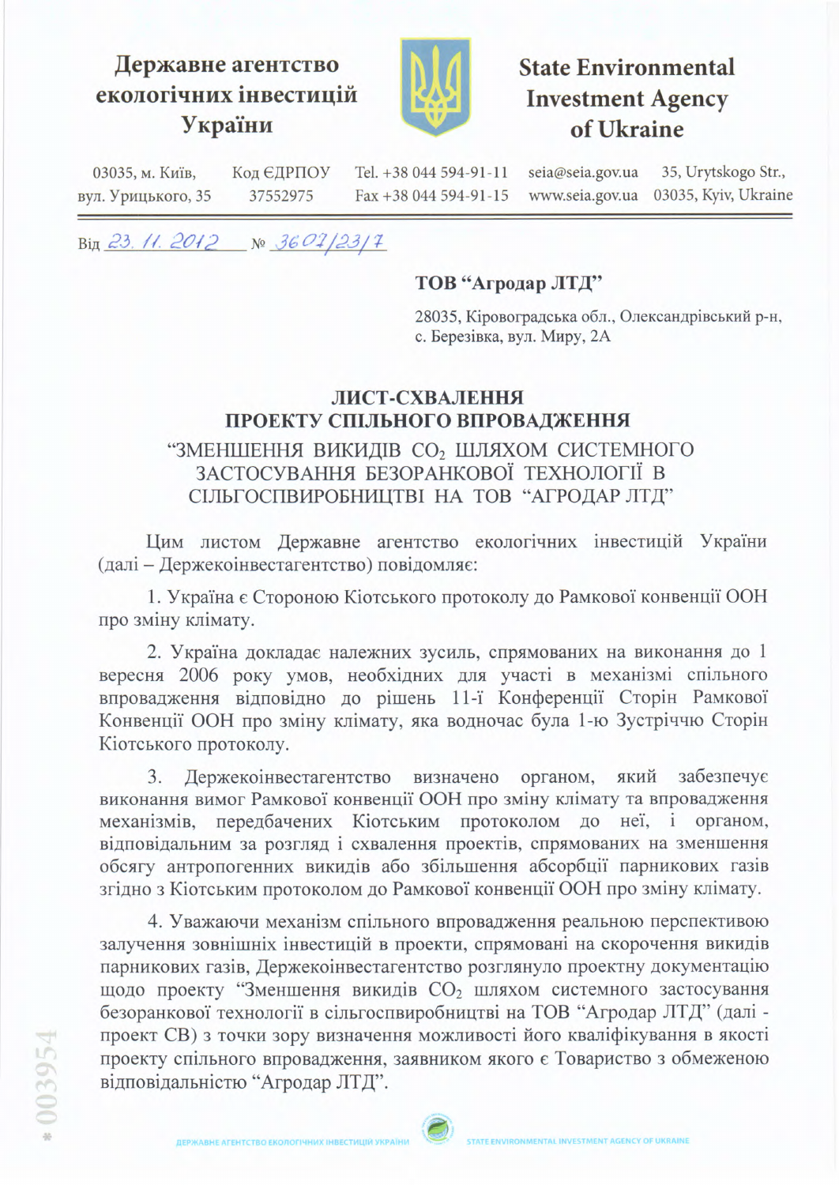**Державне агентство екологічних інвестицій України**

**State Environmental Investment Agency of Ukraine**

03035, м. Київ, вул. Урицького, 35 | Код ЄДРПОУ 37552975 | Tel. +38 044 594-91-11 | Fax +38 044 594-91-15 | seia@seia.gov.ua | www.seia.gov.ua | 35, Urytskogo Str., 03035, Kyiv, Ukraine

Від 23. 11. 2012 № 3607/23/7

**ТОВ "Агродар ЛТД"**

28035, Кіровоградська обл., Олександрівський р-н, с. Березівка, вул. Миру, 2А

## ЛИСТ-СХВАЛЕННЯ ПРОЕКТУ СПІЛЬНОГО ВПРОВАДЖЕННЯ

### "ЗМЕНШЕННЯ ВИКИДІВ $CO_2$ ШЛЯХОМ СИСТЕМНОГО ЗАСТОСУВАННЯ БЕЗОРАНКОВОЇ ТЕХНОЛОГІЇ В СІЛЬГОСПВИРОБНИЦТВІ НА ТОВ "АГРОДАР ЛТД"

Цим листом Державне агентство екологічних інвестицій України (далі – Держекоінвестагентство) повідомляє:

1. Україна є Стороною Кіотського протоколу до Рамкової конвенції ООН про зміну клімату.

2. Україна докладає належних зусиль, спрямованих на виконання до 1 вересня 2006 року умов, необхідних для участі в механізмі спільного впровадження відповідно до рішень 11-ї Конференції Сторін Рамкової Конвенції ООН про зміну клімату, яка водночас була 1-ю Зустріччю Сторін Кіотського протоколу.

3. Держекоінвестагентство визначено органом, який забезпечує виконання вимог Рамкової конвенції ООН про зміну клімату та впровадження механізмів, передбачених Кіотським протоколом до неї, і органом, відповідальним за розгляд і схвалення проектів, спрямованих на зменшення обсягу антропогенних викидів або збільшення абсорбції парникових газів згідно з Кіотським протоколом до Рамкової конвенції ООН про зміну клімату.

4. Уважаючи механізм спільного впровадження реальною перспективою залучення зовнішніх інвестицій в проекти, спрямовані на скорочення викидів парникових газів, Держекоінвестагентство розглянуло проектну документацію щодо проекту "Зменшення викидів $CO_2$ шляхом системного застосування безоранкової технології в сільгоспвиробництві на ТОВ "Агродар ЛТД" (далі - проект СВ) з точки зору визначення можливості його кваліфікування в якості проекту спільного впровадження, заявником якого є Товариство з обмеженою відповідальністю "Агродар ЛТД".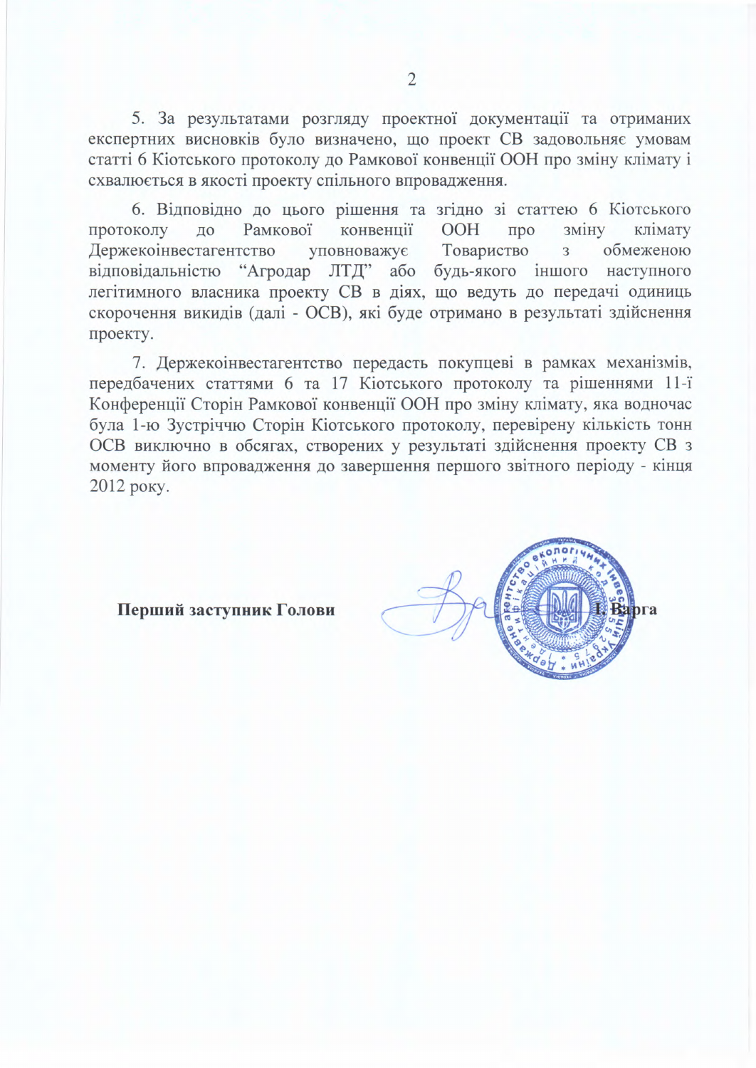5. За результатами розгляду проектної документації та отриманих експертних висновків було визначено, що проект СВ задовольняє умовам статті 6 Кіотського протоколу до Рамкової конвенції ООН про зміну клімату і схвалюється в якості проекту спільного впровадження.

6. Відповідно до цього рішення та згідно зі статтею 6 Кіотського протоколу до Рамкової конвенції ООН про зміну клімату Держекоінвестагентство уповноважує Товариство з обмеженою відповідальністю "Агродар ЛТД" або будь-якого іншого наступного легітимного власника проекту СВ в діях, що ведуть до передачі одиниць скорочення викидів (далі - ОСВ), які буде отримано в результаті здійснення проекту.

7. Держекоінвестагентство передасть покупцеві в рамках механізмів, передбачених статтями 6 та 17 Кіотського протоколу та рішеннями 11-ї Конференції Сторін Рамкової конвенції ООН про зміну клімату, яка водночас була 1-ю Зустріччю Сторін Кіотського протоколу, перевірену кількість тонн ОСВ виключно в обсягах, створених у результаті здійснення проекту СВ з моменту його впровадження до завершення першого звітного періоду - кінця 2012 року.

**Перший заступник Голови** І. Варга